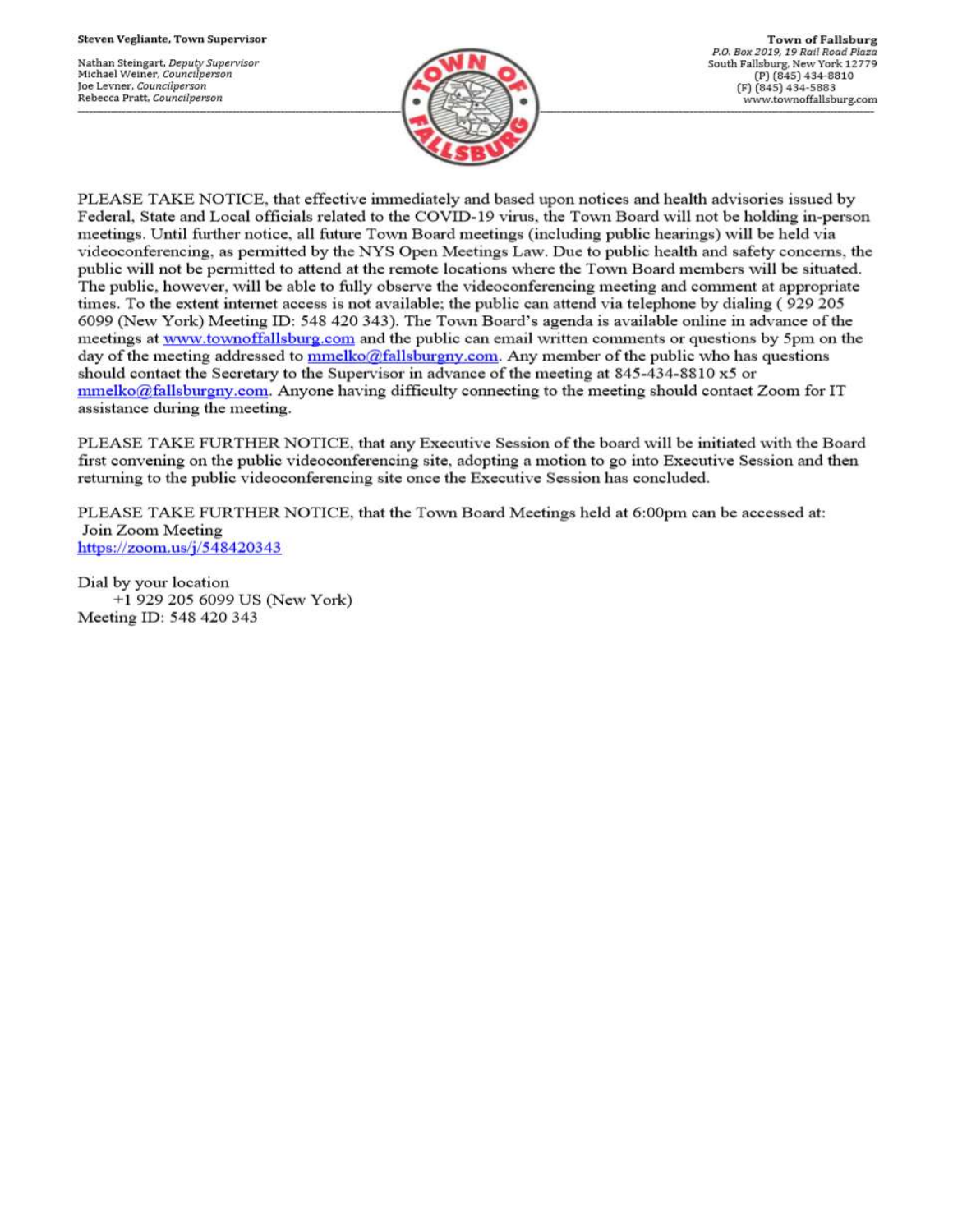**Steven Vegliante, Town Supervisor**

Nathan Steingart, *Deputy Supervisor*
Michael Weiner, *Councilperson*
Joe Levner, *Councilperson*
Rebecca Pratt, *Councilperson*

**Town of Fallsburg**
*P.O. Box 2019, 19 Rail Road Plaza*
South Fallsburg, New York 12779
(P) (845) 434-8810
(F) (845) 434-5883
www.townoffallsburg.com

---

PLEASE TAKE NOTICE, that effective immediately and based upon notices and health advisories issued by Federal, State and Local officials related to the COVID-19 virus, the Town Board will not be holding in-person meetings. Until further notice, all future Town Board meetings (including public hearings) will be held via videoconferencing, as permitted by the NYS Open Meetings Law. Due to public health and safety concerns, the public will not be permitted to attend at the remote locations where the Town Board members will be situated. The public, however, will be able to fully observe the videoconferencing meeting and comment at appropriate times. To the extent internet access is not available; the public can attend via telephone by dialing ( 929 205 6099 (New York) Meeting ID: 548 420 343). The Town Board's agenda is available online in advance of the meetings at [www.townoffallsburg.com](http://www.townoffallsburg.com) and the public can email written comments or questions by 5pm on the day of the meeting addressed to [mmelko@fallsburgny.com](mailto:mmelko@fallsburgny.com). Any member of the public who has questions should contact the Secretary to the Supervisor in advance of the meeting at 845-434-8810 x5 or [mmelko@fallsburgny.com](mailto:mmelko@fallsburgny.com). Anyone having difficulty connecting to the meeting should contact Zoom for IT assistance during the meeting.

PLEASE TAKE FURTHER NOTICE, that any Executive Session of the board will be initiated with the Board first convening on the public videoconferencing site, adopting a motion to go into Executive Session and then returning to the public videoconferencing site once the Executive Session has concluded.

PLEASE TAKE FURTHER NOTICE, that the Town Board Meetings held at 6:00pm can be accessed at:
Join Zoom Meeting
[https://zoom.us/j/548420343](https://zoom.us/j/548420343)

Dial by your location
+1 929 205 6099 US (New York)
Meeting ID: 548 420 343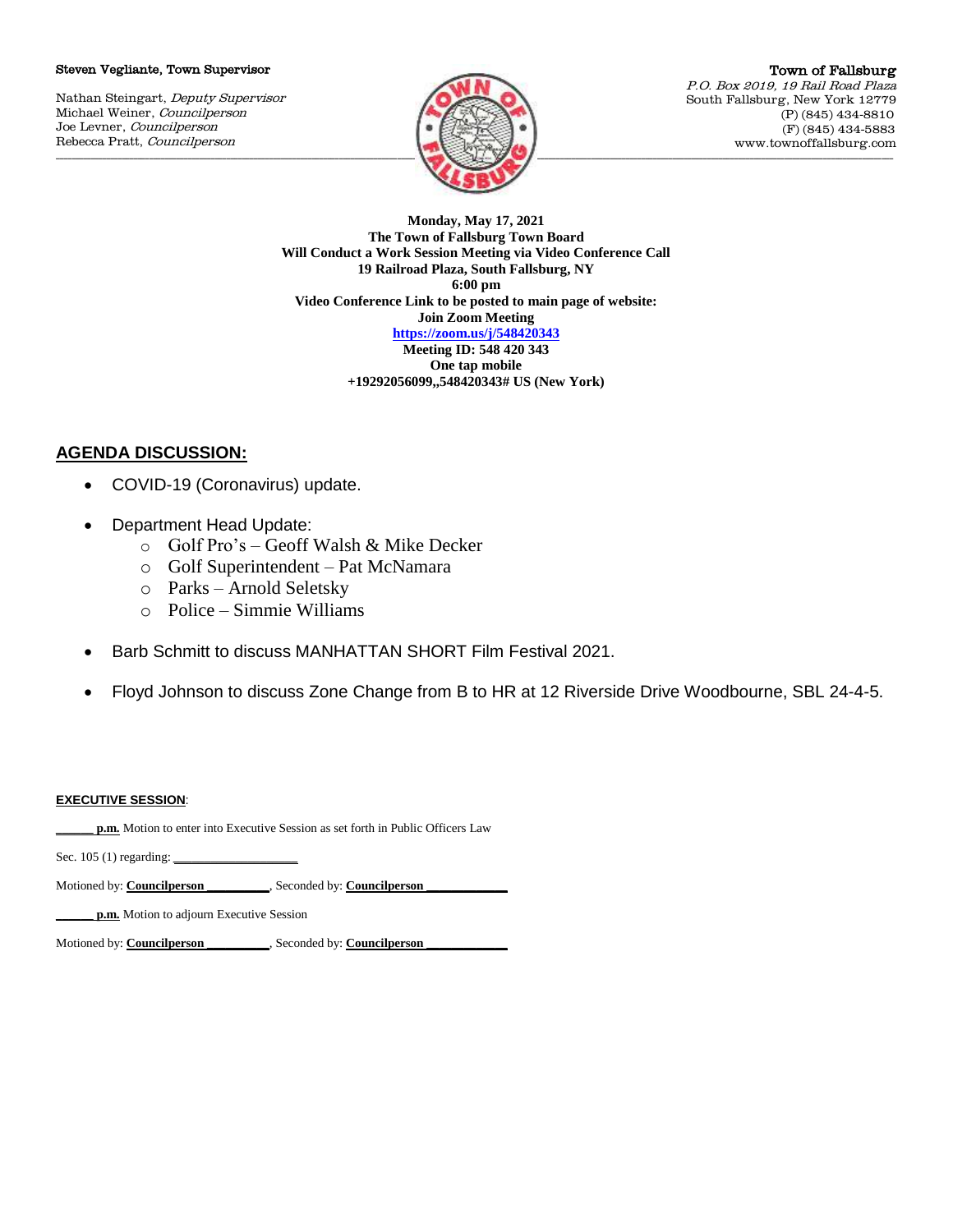Steven Vegliante, Town Supervisor

Nathan Steingart, *Deputy Supervisor*
Michael Weiner, *Councilperson*
Joe Levner, *Councilperson*
Rebecca Pratt, *Councilperson*

Town of Fallsburg
*P.O. Box 2019, 19 Rail Road Plaza*
South Fallsburg, New York 12779
(P) (845) 434-8810
(F) (845) 434-5883
www.townoffallsburg.com

**Monday, May 17, 2021**
**The Town of Fallsburg Town Board**
**Will Conduct a Work Session Meeting via Video Conference Call**
**19 Railroad Plaza, South Fallsburg, NY**
**6:00 pm**
**Video Conference Link to be posted to main page of website:**
**Join Zoom Meeting**
**https://zoom.us/j/548420343**
**Meeting ID: 548 420 343**
**One tap mobile**
**+19292056099,,548420343# US (New York)**

## AGENDA DISCUSSION:

- COVID-19 (Coronavirus) update.
- Department Head Update:
  - Golf Pro's – Geoff Walsh & Mike Decker
  - Golf Superintendent – Pat McNamara
  - Parks – Arnold Seletsky
  - Police – Simmie Williams
- Barb Schmitt to discuss MANHATTAN SHORT Film Festival 2021.
- Floyd Johnson to discuss Zone Change from B to HR at 12 Riverside Drive Woodbourne, SBL 24-4-5.

**EXECUTIVE SESSION**:

______ **p.m.** Motion to enter into Executive Session as set forth in Public Officers Law

Sec. 105 (1) regarding: ____________________

Motioned by: **Councilperson** __________, Seconded by: **Councilperson** ____________

______ **p.m.** Motion to adjourn Executive Session

Motioned by: **Councilperson** __________, Seconded by: **Councilperson** ____________